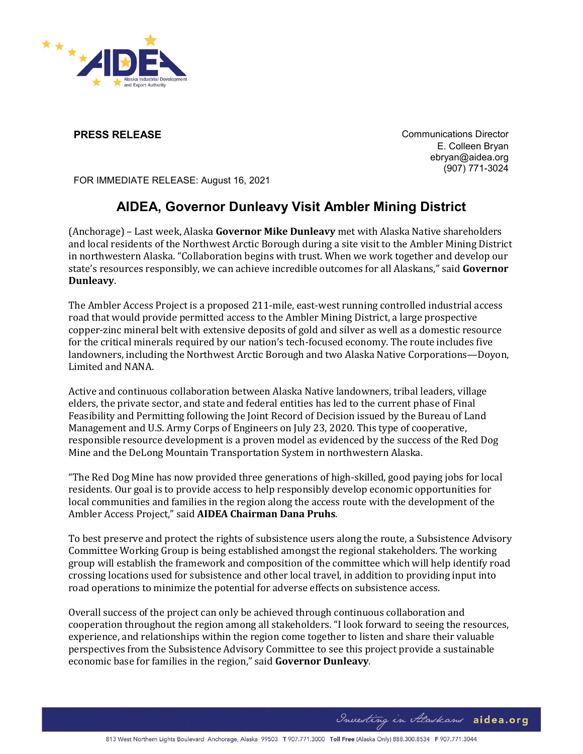**PRESS RELEASE**

Communications Director
E. Colleen Bryan
ebryan@aidea.org
(907) 771-3024

FOR IMMEDIATE RELEASE: August 16, 2021

# AIDEA, Governor Dunleavy Visit Ambler Mining District

(Anchorage) – Last week, Alaska **Governor Mike Dunleavy** met with Alaska Native shareholders and local residents of the Northwest Arctic Borough during a site visit to the Ambler Mining District in northwestern Alaska. "Collaboration begins with trust. When we work together and develop our state's resources responsibly, we can achieve incredible outcomes for all Alaskans," said **Governor Dunleavy**.

The Ambler Access Project is a proposed 211-mile, east-west running controlled industrial access road that would provide permitted access to the Ambler Mining District, a large prospective copper-zinc mineral belt with extensive deposits of gold and silver as well as a domestic resource for the critical minerals required by our nation's tech-focused economy. The route includes five landowners, including the Northwest Arctic Borough and two Alaska Native Corporations—Doyon, Limited and NANA.

Active and continuous collaboration between Alaska Native landowners, tribal leaders, village elders, the private sector, and state and federal entities has led to the current phase of Final Feasibility and Permitting following the Joint Record of Decision issued by the Bureau of Land Management and U.S. Army Corps of Engineers on July 23, 2020. This type of cooperative, responsible resource development is a proven model as evidenced by the success of the Red Dog Mine and the DeLong Mountain Transportation System in northwestern Alaska.

"The Red Dog Mine has now provided three generations of high-skilled, good paying jobs for local residents. Our goal is to provide access to help responsibly develop economic opportunities for local communities and families in the region along the access route with the development of the Ambler Access Project," said **AIDEA Chairman Dana Pruhs**.

To best preserve and protect the rights of subsistence users along the route, a Subsistence Advisory Committee Working Group is being established amongst the regional stakeholders. The working group will establish the framework and composition of the committee which will help identify road crossing locations used for subsistence and other local travel, in addition to providing input into road operations to minimize the potential for adverse effects on subsistence access.

Overall success of the project can only be achieved through continuous collaboration and cooperation throughout the region among all stakeholders. "I look forward to seeing the resources, experience, and relationships within the region come together to listen and share their valuable perspectives from the Subsistence Advisory Committee to see this project provide a sustainable economic base for families in the region," said **Governor Dunleavy**.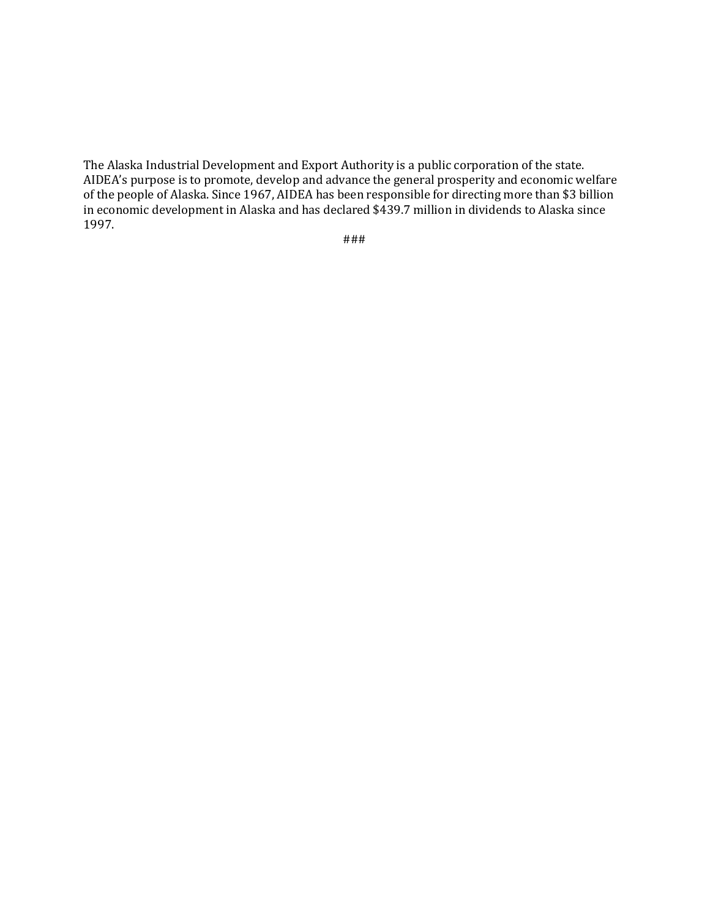The Alaska Industrial Development and Export Authority is a public corporation of the state. AIDEA's purpose is to promote, develop and advance the general prosperity and economic welfare of the people of Alaska. Since 1967, AIDEA has been responsible for directing more than $3 billion in economic development in Alaska and has declared $439.7 million in dividends to Alaska since 1997.

###